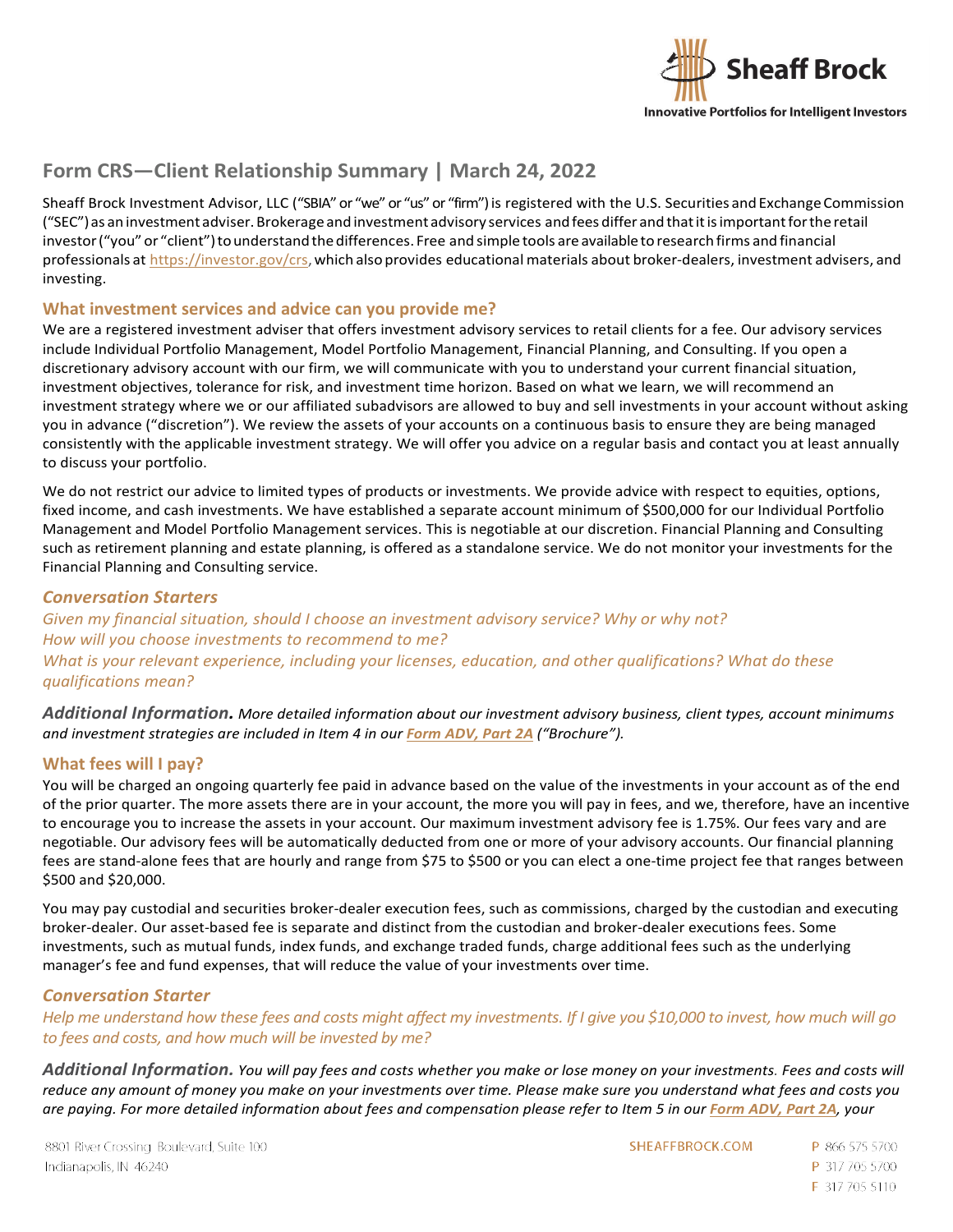Sheaff Brock

Innovative Portfolios for Intelligent Investors

# Form CRS—Client Relationship Summary | March 24, 2022

Sheaff Brock Investment Advisor, LLC ("SBIA" or "we" or "us" or "firm") is registered with the U.S. Securities and Exchange Commission ("SEC") as an investment adviser. Brokerage and investment advisory services and fees differ and that it is important for the retail investor ("you" or "client") to understand the differences. Free and simple tools are available to research firms and financial professionals at [https://investor.gov/crs](https://investor.gov/crs), which also provides educational materials about broker-dealers, investment advisers, and investing.

## What investment services and advice can you provide me?

We are a registered investment adviser that offers investment advisory services to retail clients for a fee. Our advisory services include Individual Portfolio Management, Model Portfolio Management, Financial Planning, and Consulting. If you open a discretionary advisory account with our firm, we will communicate with you to understand your current financial situation, investment objectives, tolerance for risk, and investment time horizon. Based on what we learn, we will recommend an investment strategy where we or our affiliated subadvisors are allowed to buy and sell investments in your account without asking you in advance ("discretion"). We review the assets of your accounts on a continuous basis to ensure they are being managed consistently with the applicable investment strategy. We will offer you advice on a regular basis and contact you at least annually to discuss your portfolio.

We do not restrict our advice to limited types of products or investments. We provide advice with respect to equities, options, fixed income, and cash investments. We have established a separate account minimum of $500,000 for our Individual Portfolio Management and Model Portfolio Management services. This is negotiable at our discretion. Financial Planning and Consulting such as retirement planning and estate planning, is offered as a standalone service. We do not monitor your investments for the Financial Planning and Consulting service.

### *Conversation Starters*

*Given my financial situation, should I choose an investment advisory service? Why or why not?*
*How will you choose investments to recommend to me?*
*What is your relevant experience, including your licenses, education, and other qualifications? What do these qualifications mean?*

***Additional Information.*** *More detailed information about our investment advisory business, client types, account minimums and investment strategies are included in Item 4 in our **Form ADV, Part 2A** ("Brochure").*

## What fees will I pay?

You will be charged an ongoing quarterly fee paid in advance based on the value of the investments in your account as of the end of the prior quarter. The more assets there are in your account, the more you will pay in fees, and we, therefore, have an incentive to encourage you to increase the assets in your account. Our maximum investment advisory fee is 1.75%. Our fees vary and are negotiable. Our advisory fees will be automatically deducted from one or more of your advisory accounts. Our financial planning fees are stand-alone fees that are hourly and range from $75 to $500 or you can elect a one-time project fee that ranges between $500 and $20,000.

You may pay custodial and securities broker-dealer execution fees, such as commissions, charged by the custodian and executing broker-dealer. Our asset-based fee is separate and distinct from the custodian and broker-dealer executions fees. Some investments, such as mutual funds, index funds, and exchange traded funds, charge additional fees such as the underlying manager's fee and fund expenses, that will reduce the value of your investments over time.

### *Conversation Starter*

*Help me understand how these fees and costs might affect my investments. If I give you $10,000 to invest, how much will go to fees and costs, and how much will be invested by me?*

***Additional Information.*** *You will pay fees and costs whether you make or lose money on your investments. Fees and costs will reduce any amount of money you make on your investments over time. Please make sure you understand what fees and costs you are paying. For more detailed information about fees and compensation please refer to Item 5 in our **Form ADV, Part 2A**, your*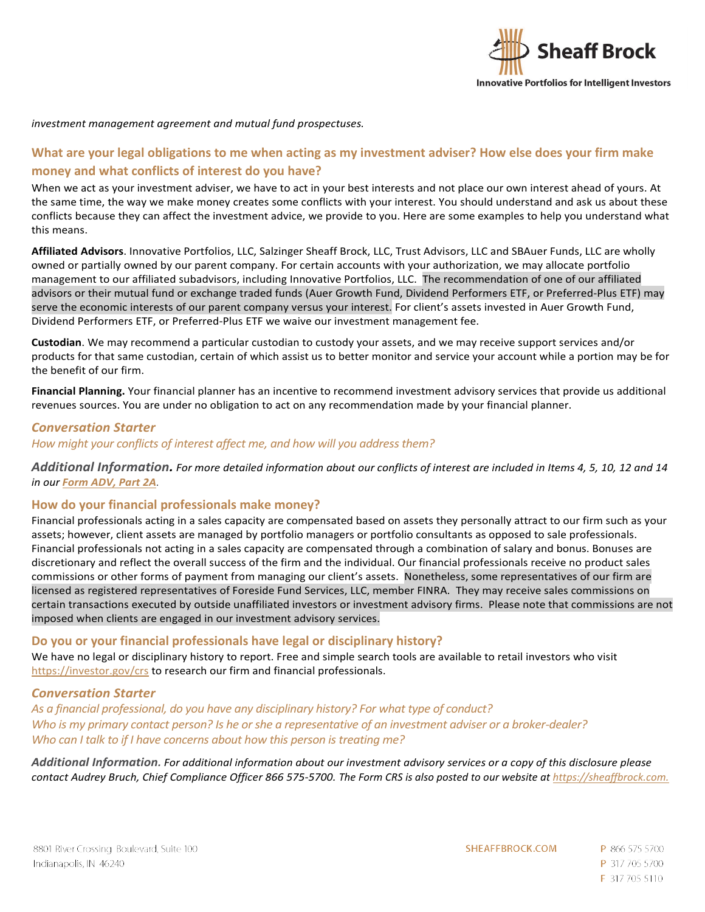*investment management agreement and mutual fund prospectuses.*

## What are your legal obligations to me when acting as my investment adviser? How else does your firm make money and what conflicts of interest do you have?

When we act as your investment adviser, we have to act in your best interests and not place our own interest ahead of yours. At the same time, the way we make money creates some conflicts with your interest. You should understand and ask us about these conflicts because they can affect the investment advice, we provide to you. Here are some examples to help you understand what this means.

**Affiliated Advisors**. Innovative Portfolios, LLC, Salzinger Sheaff Brock, LLC, Trust Advisors, LLC and SBAuer Funds, LLC are wholly owned or partially owned by our parent company. For certain accounts with your authorization, we may allocate portfolio management to our affiliated subadvisors, including Innovative Portfolios, LLC. The recommendation of one of our affiliated advisors or their mutual fund or exchange traded funds (Auer Growth Fund, Dividend Performers ETF, or Preferred-Plus ETF) may serve the economic interests of our parent company versus your interest. For client's assets invested in Auer Growth Fund, Dividend Performers ETF, or Preferred-Plus ETF we waive our investment management fee.

**Custodian**. We may recommend a particular custodian to custody your assets, and we may receive support services and/or products for that same custodian, certain of which assist us to better monitor and service your account while a portion may be for the benefit of our firm.

**Financial Planning.** Your financial planner has an incentive to recommend investment advisory services that provide us additional revenues sources. You are under no obligation to act on any recommendation made by your financial planner.

### *Conversation Starter*

*How might your conflicts of interest affect me, and how will you address them?*

***Additional Information.*** *For more detailed information about our conflicts of interest are included in Items 4, 5, 10, 12 and 14 in our **Form ADV, Part 2A**.*

## How do your financial professionals make money?

Financial professionals acting in a sales capacity are compensated based on assets they personally attract to our firm such as your assets; however, client assets are managed by portfolio managers or portfolio consultants as opposed to sale professionals. Financial professionals not acting in a sales capacity are compensated through a combination of salary and bonus. Bonuses are discretionary and reflect the overall success of the firm and the individual. Our financial professionals receive no product sales commissions or other forms of payment from managing our client's assets. Nonetheless, some representatives of our firm are licensed as registered representatives of Foreside Fund Services, LLC, member FINRA. They may receive sales commissions on certain transactions executed by outside unaffiliated investors or investment advisory firms. Please note that commissions are not imposed when clients are engaged in our investment advisory services.

## Do you or your financial professionals have legal or disciplinary history?

We have no legal or disciplinary history to report. Free and simple search tools are available to retail investors who visit https://investor.gov/crs to research our firm and financial professionals.

### *Conversation Starter*

*As a financial professional, do you have any disciplinary history? For what type of conduct?*
*Who is my primary contact person? Is he or she a representative of an investment adviser or a broker-dealer?*
*Who can I talk to if I have concerns about how this person is treating me?*

***Additional Information.*** *For additional information about our investment advisory services or a copy of this disclosure please contact Audrey Bruch, Chief Compliance Officer 866 575-5700. The Form CRS is also posted to our website at https://sheaffbrock.com.*